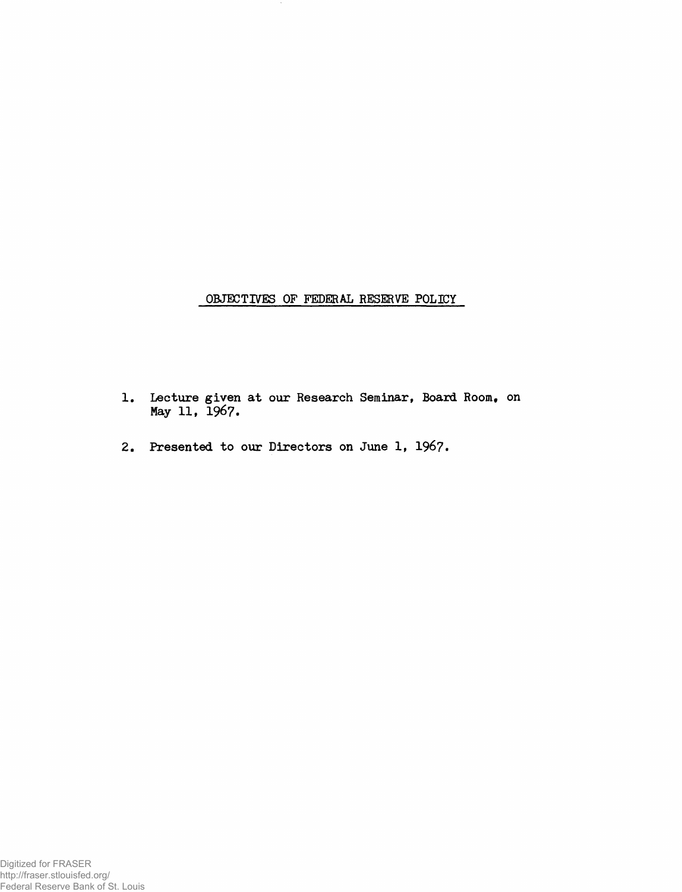# OBJECTIVES OF FEDERAL RESERVE POLICY

1. Lecture given at our Research Seminar, Board Room, on May 11, 1967.

2. Presented to our Directors on June 1, 1967.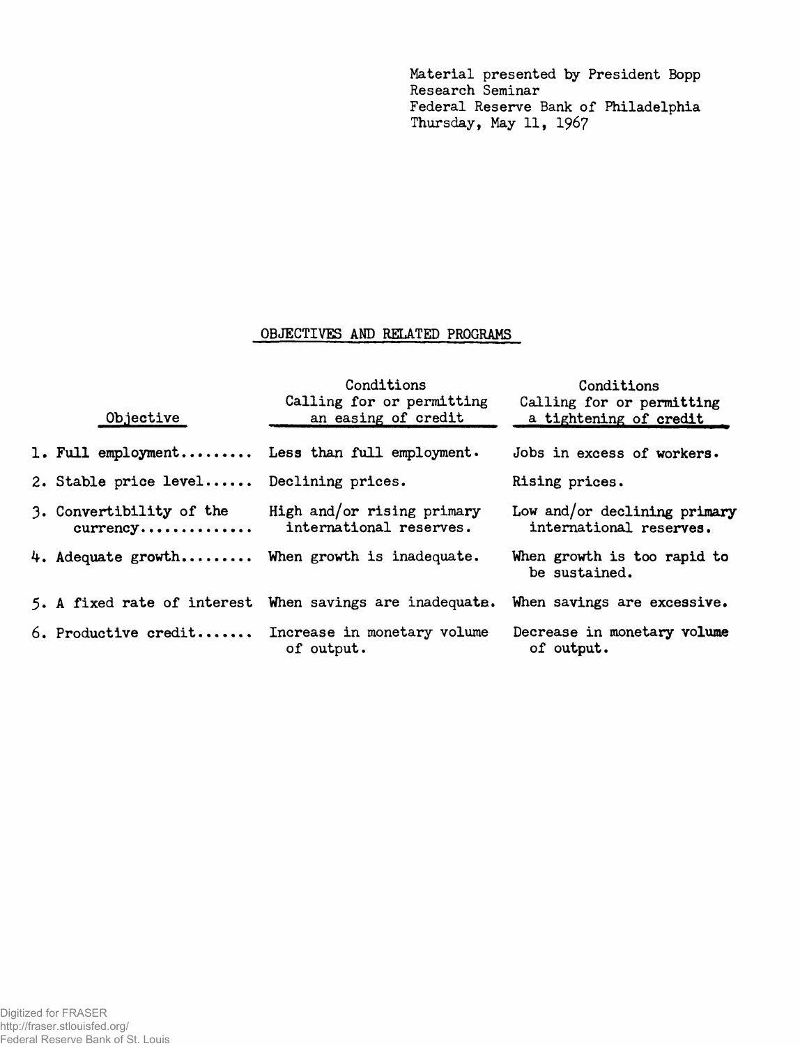Material presented by President Bopp
Research Seminar
Federal Reserve Bank of Philadelphia
Thursday, May 11, 1967

## OBJECTIVES AND RELATED PROGRAMS

| Objective | Conditions Calling for or permitting an easing of credit | Conditions Calling for or permitting a tightening of credit |
|---|---|---|
| 1. Full employment......... | Less than full employment. | Jobs in excess of workers. |
| 2. Stable price level...... | Declining prices. | Rising prices. |
| 3. Convertibility of the currency............. | High and/or rising primary international reserves. | Low and/or declining primary international reserves. |
| 4. Adequate growth......... | When growth is inadequate. | When growth is too rapid to be sustained. |
| 5. A fixed rate of interest | When savings are inadequate. | When savings are excessive. |
| 6. Productive credit....... | Increase in monetary volume of output. | Decrease in monetary volume of output. |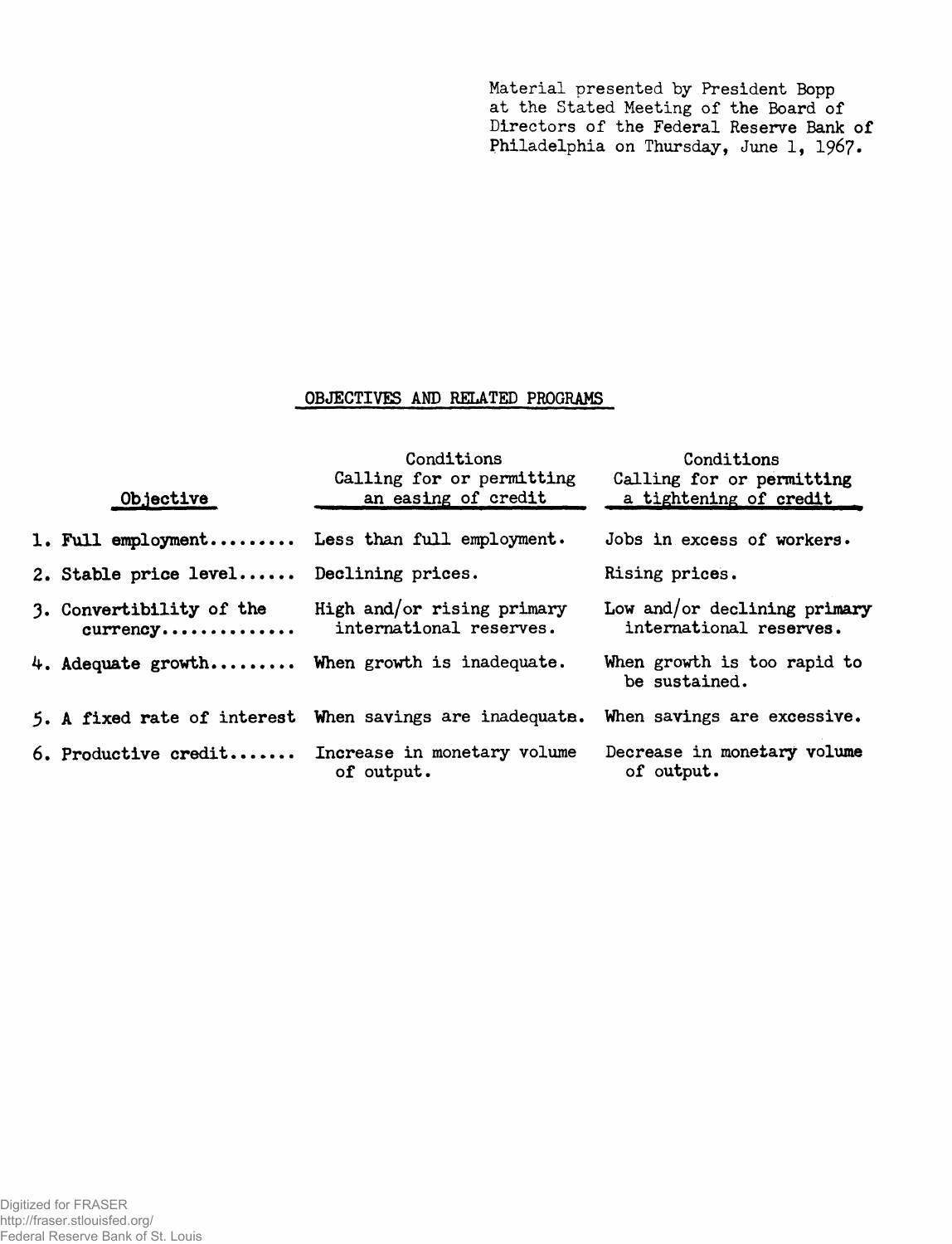Material presented by President Bopp at the Stated Meeting of the Board of Directors of the Federal Reserve Bank of Philadelphia on Thursday, June 1, 1967.

## OBJECTIVES AND RELATED PROGRAMS

| Objective | Conditions Calling for or permitting an easing of credit | Conditions Calling for or permitting a tightening of credit |
|---|---|---|
| 1. Full employment......... | Less than full employment. | Jobs in excess of workers. |
| 2. Stable price level...... | Declining prices. | Rising prices. |
| 3. Convertibility of the currency............. | High and/or rising primary international reserves. | Low and/or declining primary international reserves. |
| 4. Adequate growth......... | When growth is inadequate. | When growth is too rapid to be sustained. |
| 5. A fixed rate of interest | When savings are inadequate. | When savings are excessive. |
| 6. Productive credit....... | Increase in monetary volume of output. | Decrease in monetary volume of output. |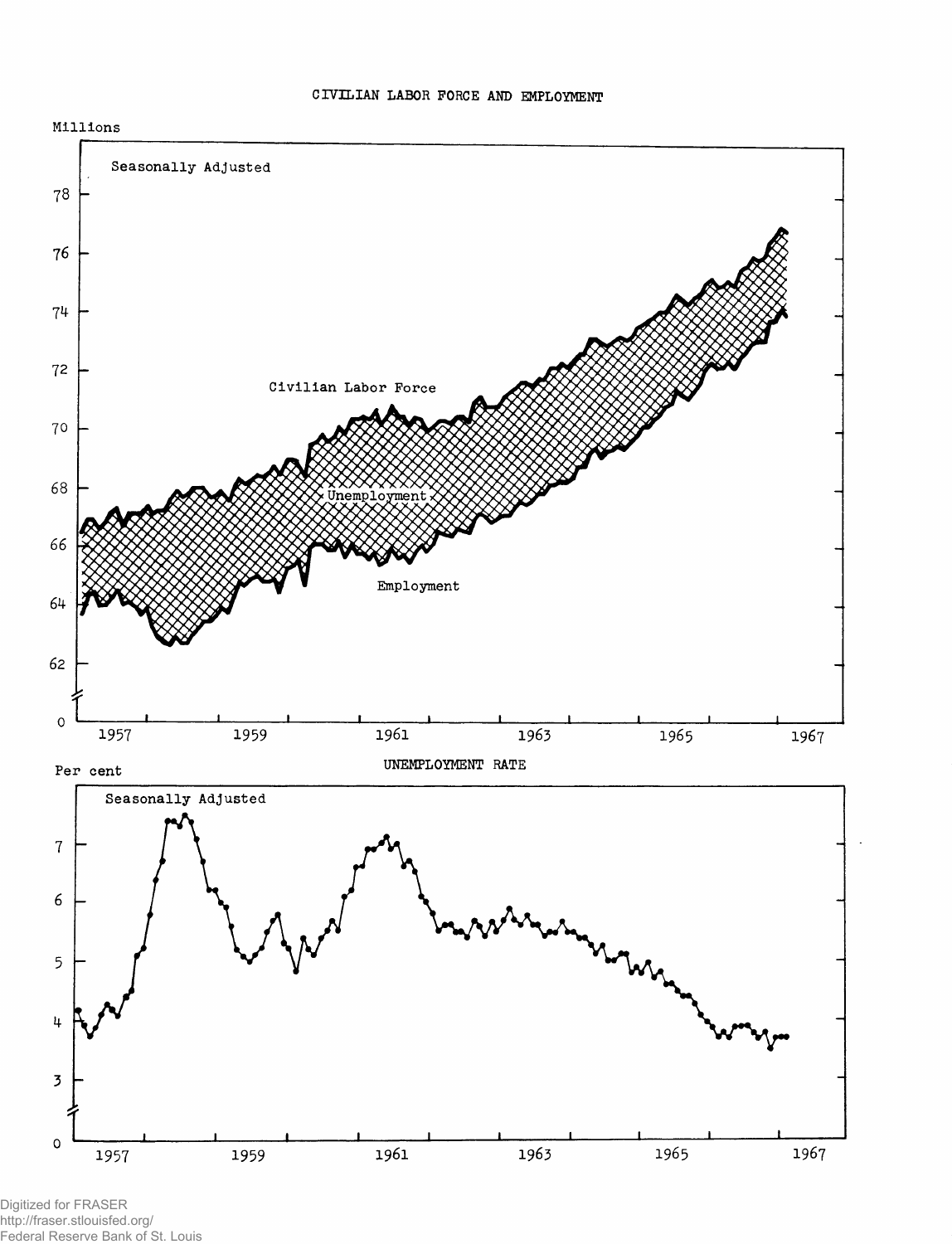CIVILIAN LABOR FORCE AND EMPLOYMENT

Millions

Seasonally Adjusted

Civilian Labor Force

Unemployment

Employment

UNEMPLOYMENT RATE

Per cent

Seasonally Adjusted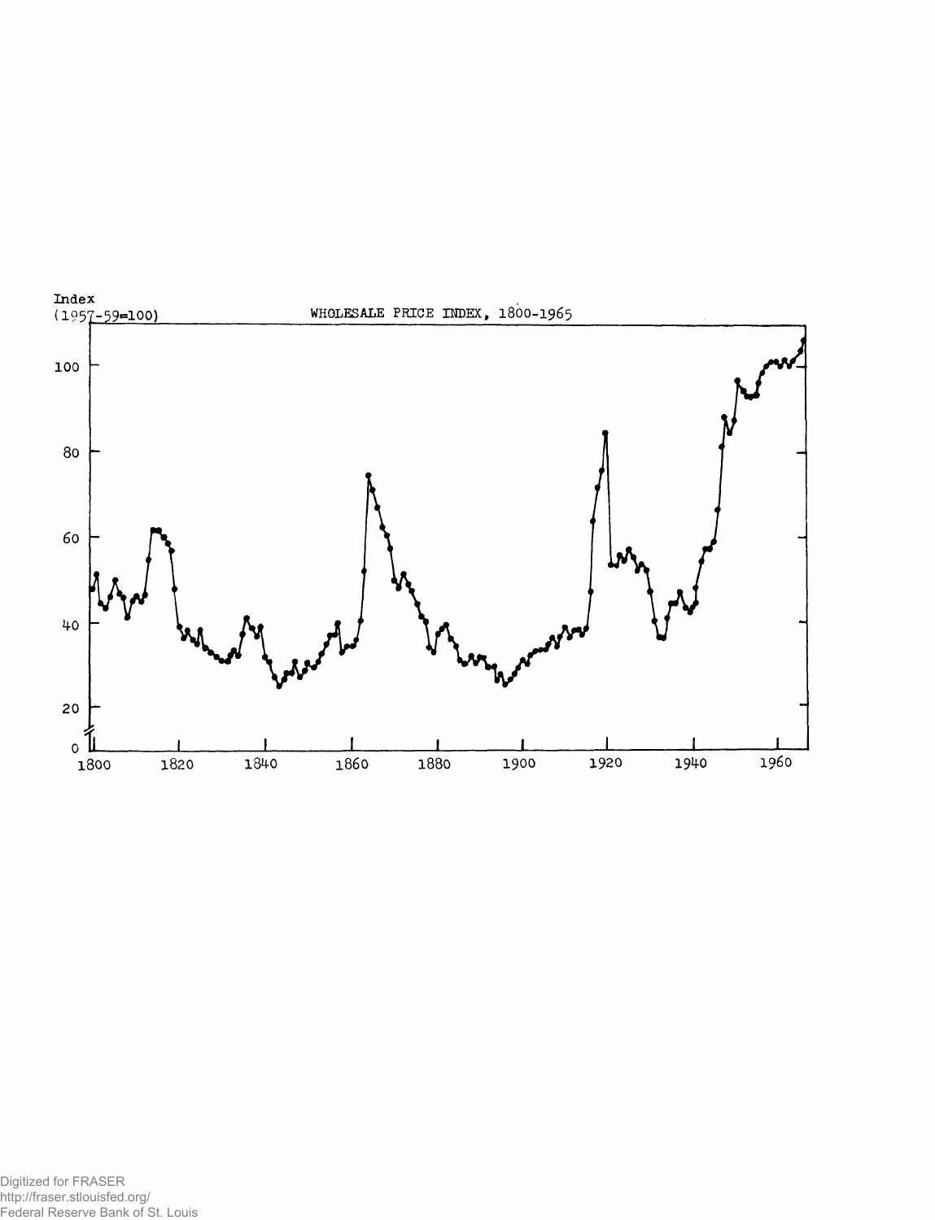Index
(1957-59=100)

WHOLESALE PRICE INDEX, 1800-1965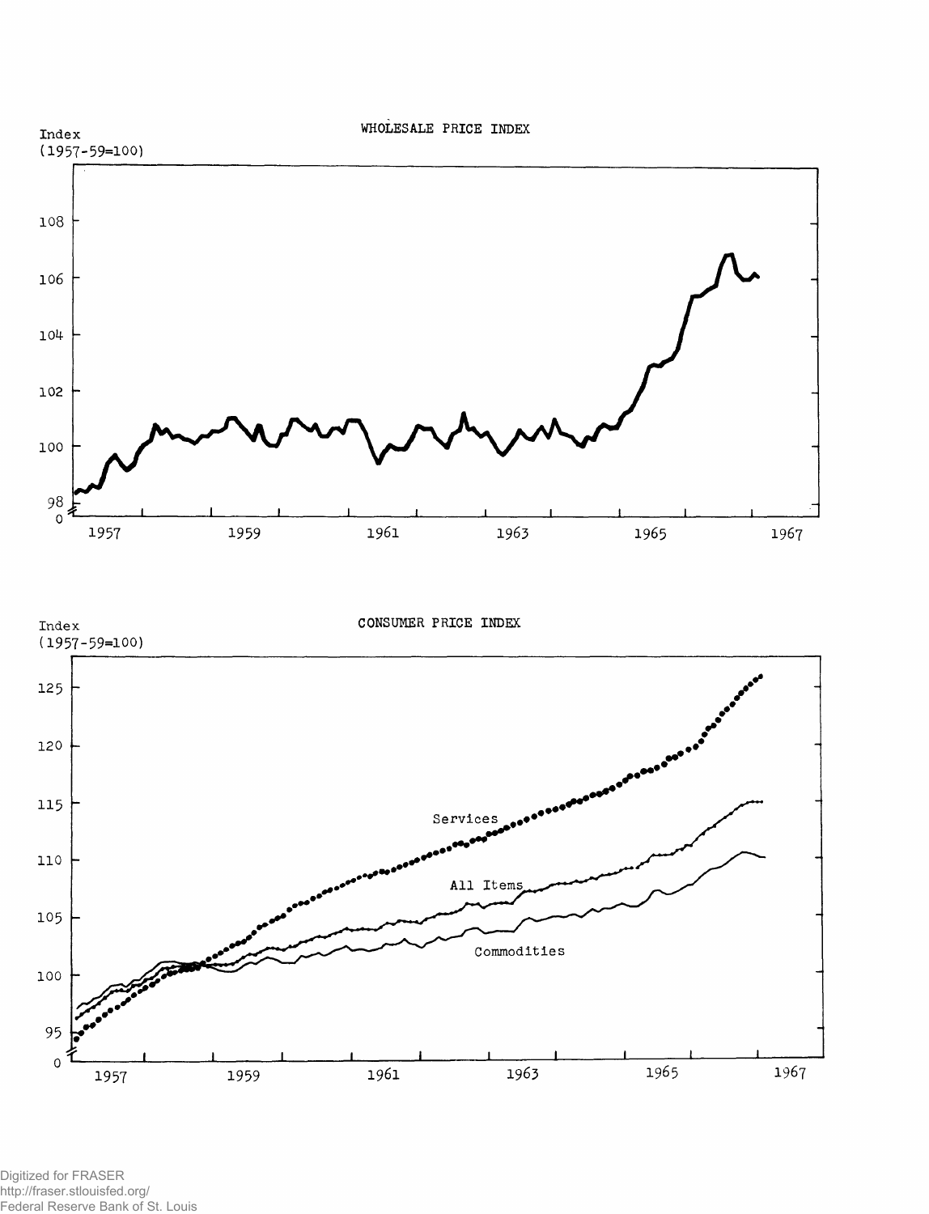WHOLESALE PRICE INDEX

Index
(1957-59=100)

108

106

104

102

100

98

0

1957 1959 1961 1963 1965 1967

CONSUMER PRICE INDEX

Index
(1957-59=100)

125

120

115

110

105

100

95

0

Services

All Items

Commodities

1957 1959 1961 1963 1965 1967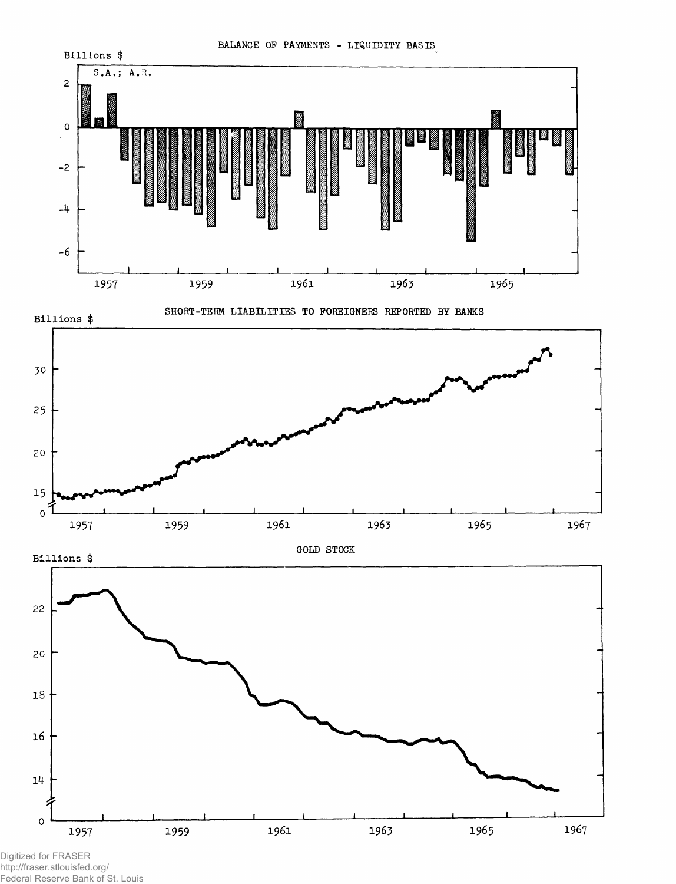BALANCE OF PAYMENTS - LIQUIDITY BASIS

Billions $

S.A.; A.R.

SHORT-TERM LIABILITIES TO FOREIGNERS REPORTED BY BANKS

Billions $

GOLD STOCK

Billions $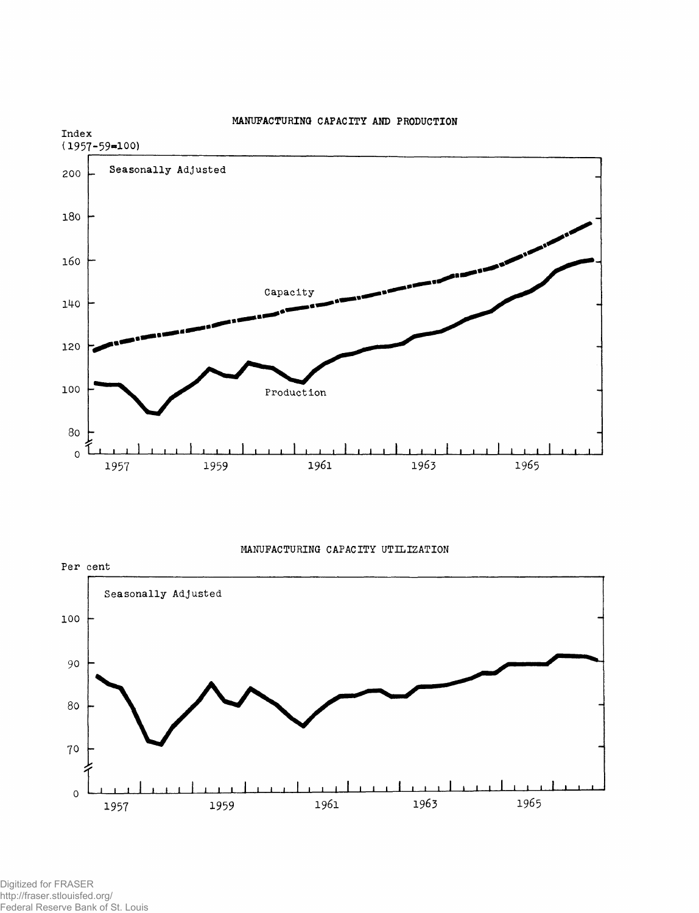MANUFACTURING CAPACITY AND PRODUCTION

Index (1957-59=100)

Seasonally Adjusted

Capacity

Production

200, 180, 160, 140, 120, 100, 80, 0

1957, 1959, 1961, 1963, 1965

MANUFACTURING CAPACITY UTILIZATION

Per cent

Seasonally Adjusted

100, 90, 80, 70, 0

1957, 1959, 1961, 1963, 1965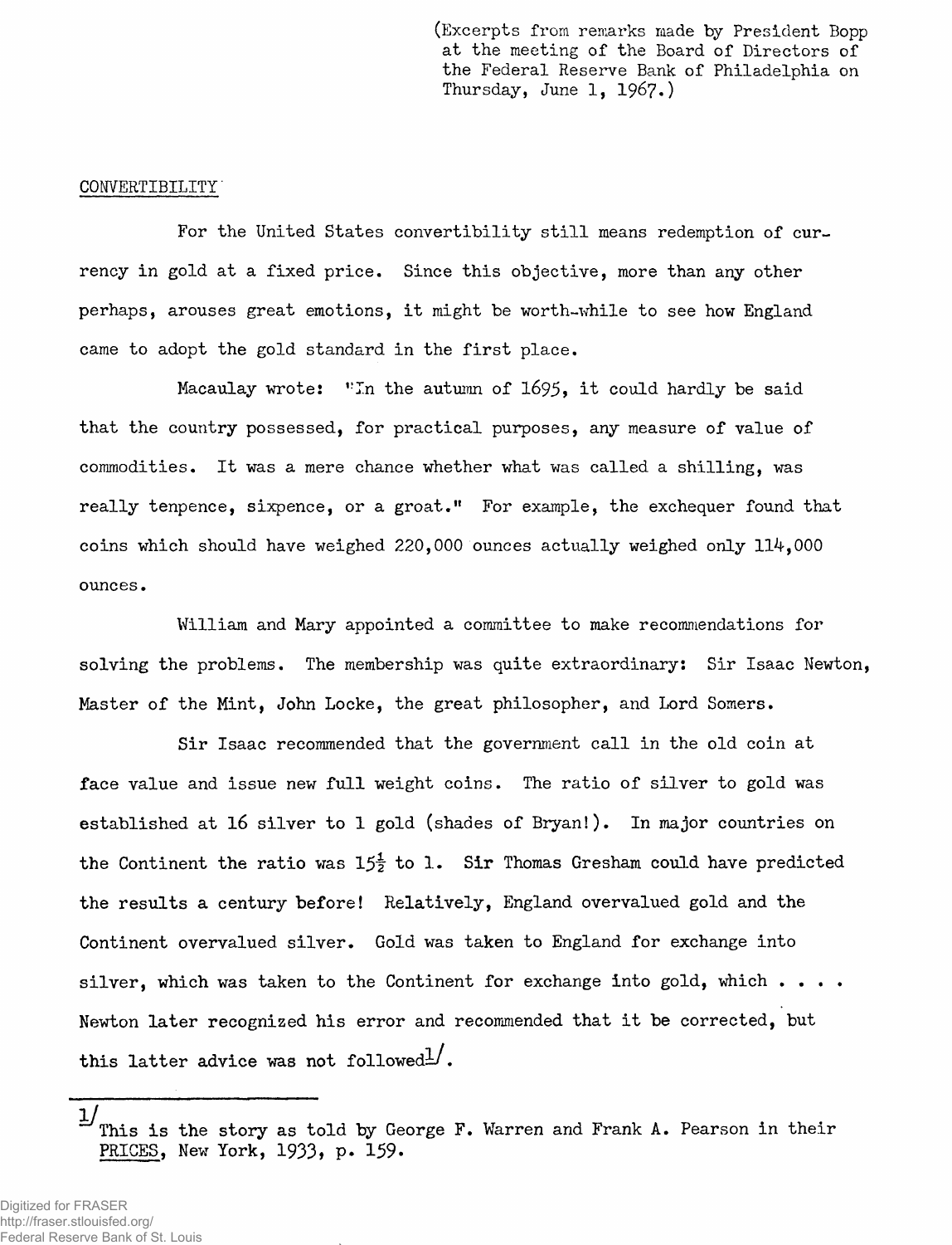(Excerpts from remarks made by President Bopp at the meeting of the Board of Directors of the Federal Reserve Bank of Philadelphia on Thursday, June 1, 1967.)

CONVERTIBILITY

For the United States convertibility still means redemption of currency in gold at a fixed price. Since this objective, more than any other perhaps, arouses great emotions, it might be worth-while to see how England came to adopt the gold standard in the first place.

Macaulay wrote: "In the autumn of 1695, it could hardly be said that the country possessed, for practical purposes, any measure of value of commodities. It was a mere chance whether what was called a shilling, was really tenpence, sixpence, or a groat." For example, the exchequer found that coins which should have weighed 220,000 ounces actually weighed only 114,000 ounces.

William and Mary appointed a committee to make recommendations for solving the problems. The membership was quite extraordinary: Sir Isaac Newton, Master of the Mint, John Locke, the great philosopher, and Lord Somers.

Sir Isaac recommended that the government call in the old coin at face value and issue new full weight coins. The ratio of silver to gold was established at 16 silver to 1 gold (shades of Bryan!). In major countries on the Continent the ratio was 15½ to 1. Sir Thomas Gresham could have predicted the results a century before! Relatively, England overvalued gold and the Continent overvalued silver. Gold was taken to England for exchange into silver, which was taken to the Continent for exchange into gold, which . . . . Newton later recognized his error and recommended that it be corrected, but this latter advice was not followed[1].

---

[1] This is the story as told by George F. Warren and Frank A. Pearson in their PRICES, New York, 1933, p. 159.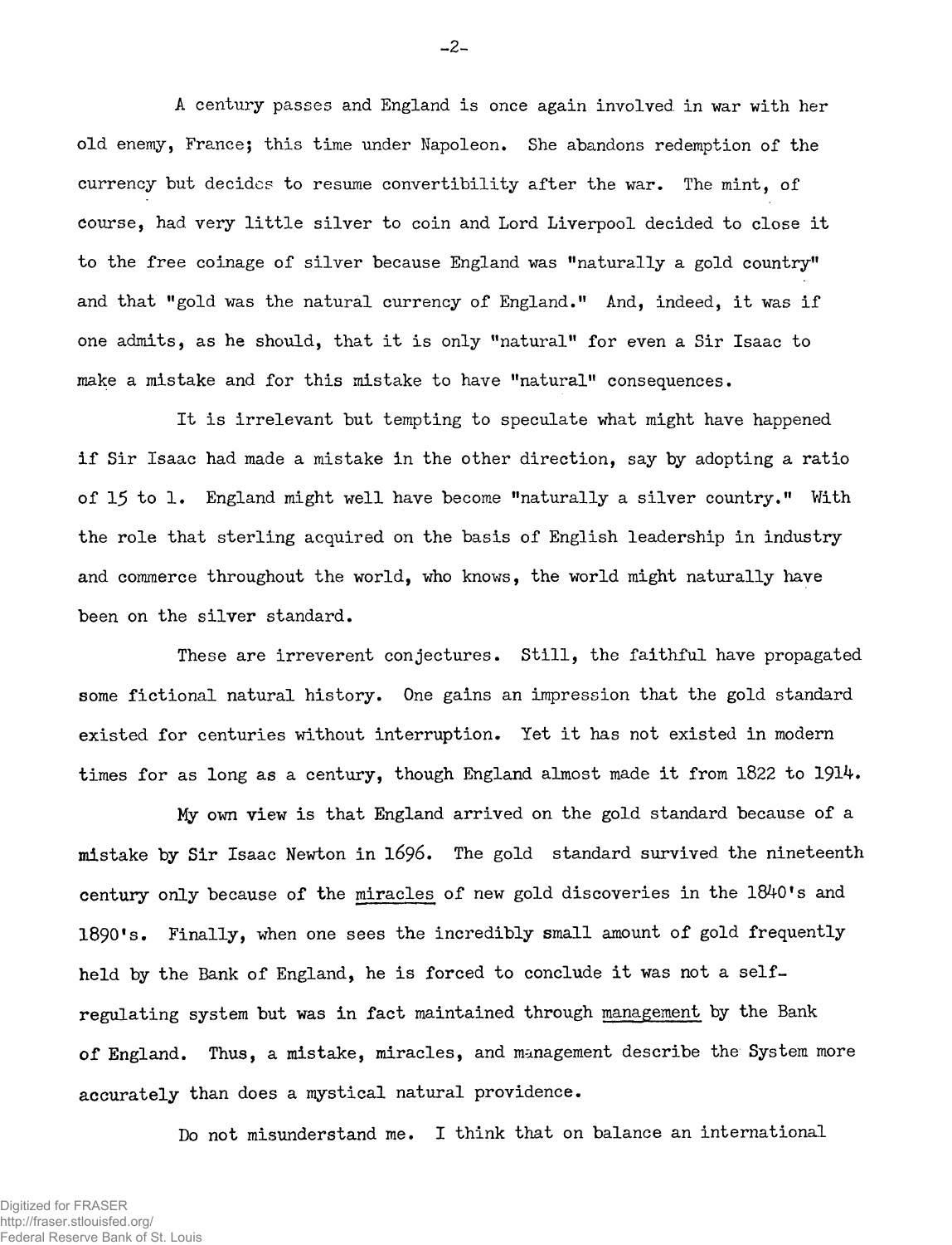A century passes and England is once again involved in war with her old enemy, France; this time under Napoleon. She abandons redemption of the currency but decides to resume convertibility after the war. The mint, of course, had very little silver to coin and Lord Liverpool decided to close it to the free coinage of silver because England was "naturally a gold country" and that "gold was the natural currency of England." And, indeed, it was if one admits, as he should, that it is only "natural" for even a Sir Isaac to make a mistake and for this mistake to have "natural" consequences.

It is irrelevant but tempting to speculate what might have happened if Sir Isaac had made a mistake in the other direction, say by adopting a ratio of 15 to 1. England might well have become "naturally a silver country." With the role that sterling acquired on the basis of English leadership in industry and commerce throughout the world, who knows, the world might naturally have been on the silver standard.

These are irreverent conjectures. Still, the faithful have propagated some fictional natural history. One gains an impression that the gold standard existed for centuries without interruption. Yet it has not existed in modern times for as long as a century, though England almost made it from 1822 to 1914.

My own view is that England arrived on the gold standard because of a mistake by Sir Isaac Newton in 1696. The gold standard survived the nineteenth century only because of the _miracles_ of new gold discoveries in the 1840's and 1890's. Finally, when one sees the incredibly small amount of gold frequently held by the Bank of England, he is forced to conclude it was not a self-regulating system but was in fact maintained through _management_ by the Bank of England. Thus, a mistake, miracles, and management describe the System more accurately than does a mystical natural providence.

Do not misunderstand me. I think that on balance an international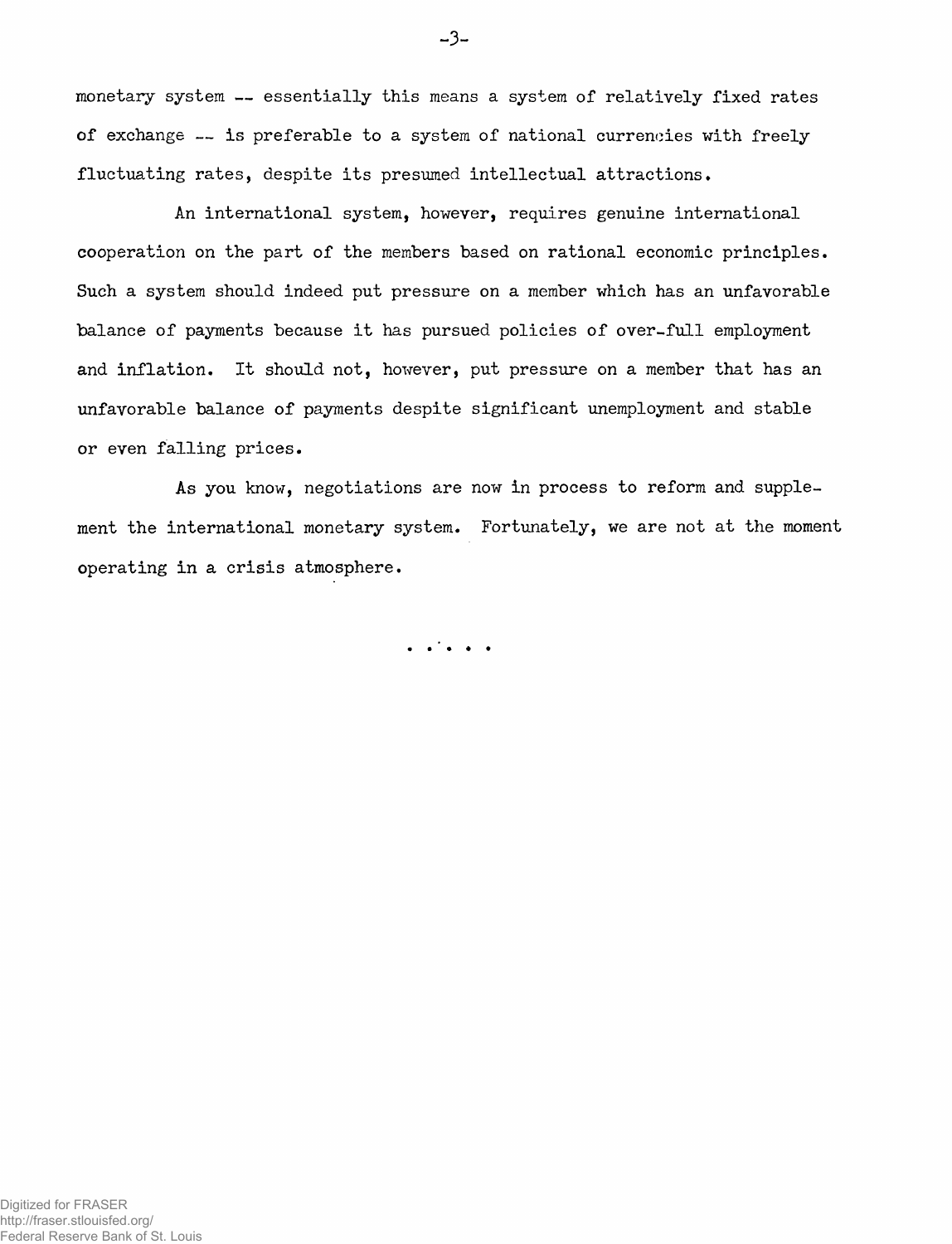monetary system -- essentially this means a system of relatively fixed rates of exchange -- is preferable to a system of national currencies with freely fluctuating rates, despite its presumed intellectual attractions.

An international system, however, requires genuine international cooperation on the part of the members based on rational economic principles. Such a system should indeed put pressure on a member which has an unfavorable balance of payments because it has pursued policies of over-full employment and inflation. It should not, however, put pressure on a member that has an unfavorable balance of payments despite significant unemployment and stable or even falling prices.

As you know, negotiations are now in process to reform and supplement the international monetary system. Fortunately, we are not at the moment operating in a crisis atmosphere.

. . . . .